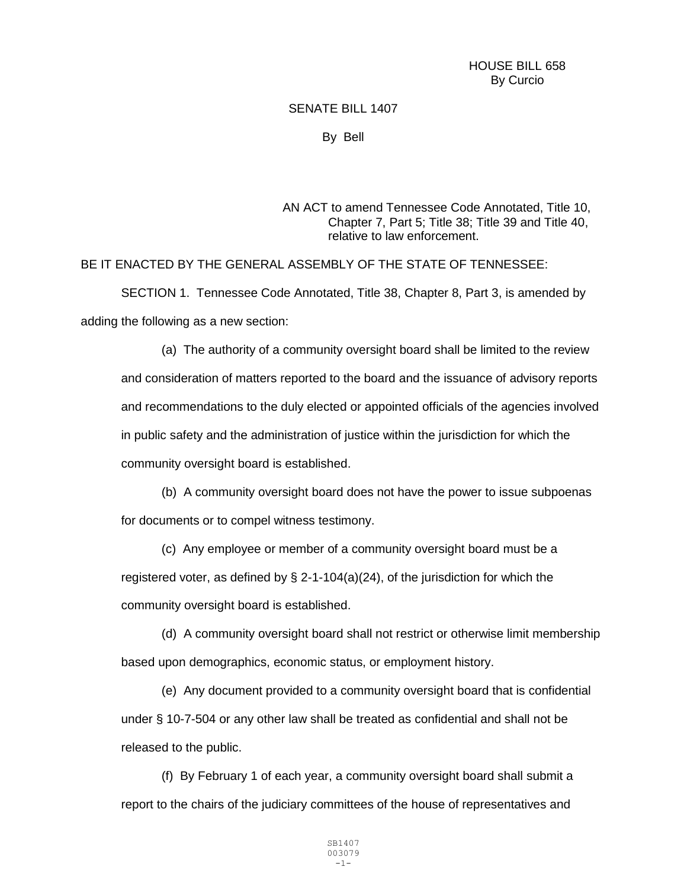HOUSE BILL 658
By Curcio

SENATE BILL 1407

By Bell

AN ACT to amend Tennessee Code Annotated, Title 10, Chapter 7, Part 5; Title 38; Title 39 and Title 40, relative to law enforcement.

BE IT ENACTED BY THE GENERAL ASSEMBLY OF THE STATE OF TENNESSEE:

SECTION 1. Tennessee Code Annotated, Title 38, Chapter 8, Part 3, is amended by adding the following as a new section:

(a) The authority of a community oversight board shall be limited to the review and consideration of matters reported to the board and the issuance of advisory reports and recommendations to the duly elected or appointed officials of the agencies involved in public safety and the administration of justice within the jurisdiction for which the community oversight board is established.

(b) A community oversight board does not have the power to issue subpoenas for documents or to compel witness testimony.

(c) Any employee or member of a community oversight board must be a registered voter, as defined by § 2-1-104(a)(24), of the jurisdiction for which the community oversight board is established.

(d) A community oversight board shall not restrict or otherwise limit membership based upon demographics, economic status, or employment history.

(e) Any document provided to a community oversight board that is confidential under § 10-7-504 or any other law shall be treated as confidential and shall not be released to the public.

(f) By February 1 of each year, a community oversight board shall submit a report to the chairs of the judiciary committees of the house of representatives and

SB1407
003079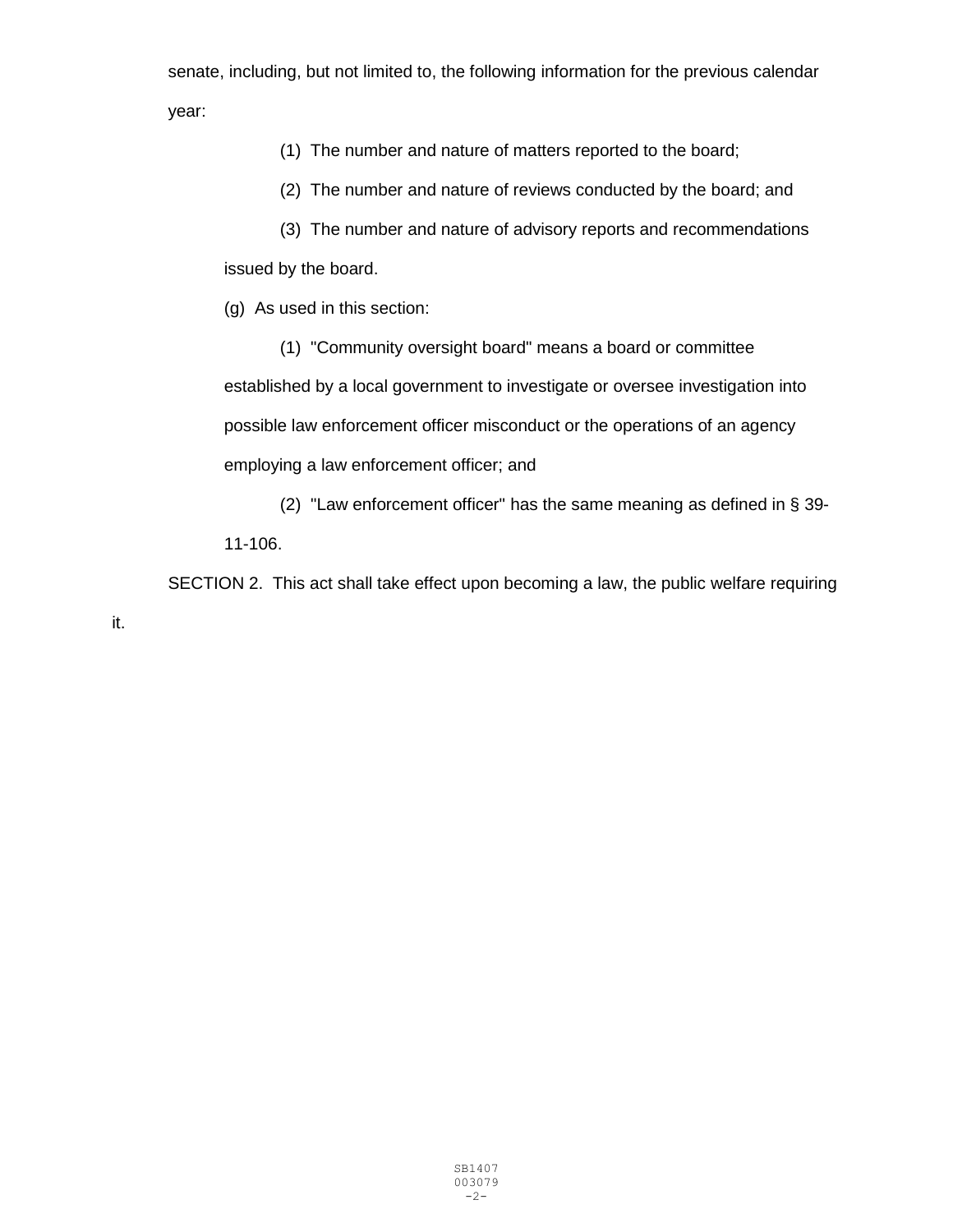senate, including, but not limited to, the following information for the previous calendar year:

(1) The number and nature of matters reported to the board;

(2) The number and nature of reviews conducted by the board; and

(3) The number and nature of advisory reports and recommendations issued by the board.

(g) As used in this section:

(1) "Community oversight board" means a board or committee established by a local government to investigate or oversee investigation into possible law enforcement officer misconduct or the operations of an agency employing a law enforcement officer; and

(2) "Law enforcement officer" has the same meaning as defined in § 39-11-106.

SECTION 2. This act shall take effect upon becoming a law, the public welfare requiring it.